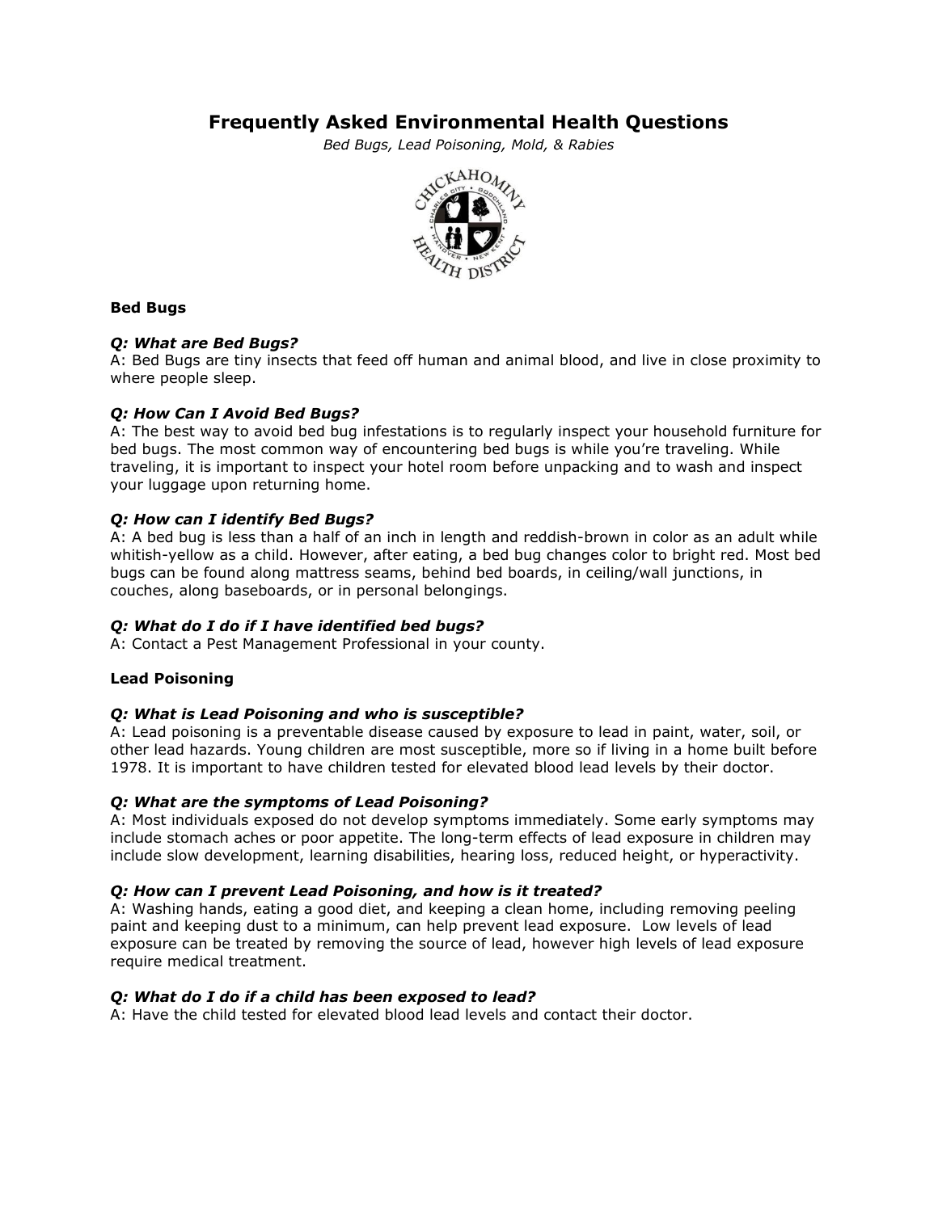# Frequently Asked Environmental Health Questions

*Bed Bugs, Lead Poisoning, Mold, & Rabies*

## Bed Bugs

***Q: What are Bed Bugs?***
A: Bed Bugs are tiny insects that feed off human and animal blood, and live in close proximity to where people sleep.

***Q: How Can I Avoid Bed Bugs?***
A: The best way to avoid bed bug infestations is to regularly inspect your household furniture for bed bugs. The most common way of encountering bed bugs is while you're traveling. While traveling, it is important to inspect your hotel room before unpacking and to wash and inspect your luggage upon returning home.

***Q: How can I identify Bed Bugs?***
A: A bed bug is less than a half of an inch in length and reddish-brown in color as an adult while whitish-yellow as a child. However, after eating, a bed bug changes color to bright red. Most bed bugs can be found along mattress seams, behind bed boards, in ceiling/wall junctions, in couches, along baseboards, or in personal belongings.

***Q: What do I do if I have identified bed bugs?***
A: Contact a Pest Management Professional in your county.

## Lead Poisoning

***Q: What is Lead Poisoning and who is susceptible?***
A: Lead poisoning is a preventable disease caused by exposure to lead in paint, water, soil, or other lead hazards. Young children are most susceptible, more so if living in a home built before 1978. It is important to have children tested for elevated blood lead levels by their doctor.

***Q: What are the symptoms of Lead Poisoning?***
A: Most individuals exposed do not develop symptoms immediately. Some early symptoms may include stomach aches or poor appetite. The long-term effects of lead exposure in children may include slow development, learning disabilities, hearing loss, reduced height, or hyperactivity.

***Q: How can I prevent Lead Poisoning, and how is it treated?***
A: Washing hands, eating a good diet, and keeping a clean home, including removing peeling paint and keeping dust to a minimum, can help prevent lead exposure. Low levels of lead exposure can be treated by removing the source of lead, however high levels of lead exposure require medical treatment.

***Q: What do I do if a child has been exposed to lead?***
A: Have the child tested for elevated blood lead levels and contact their doctor.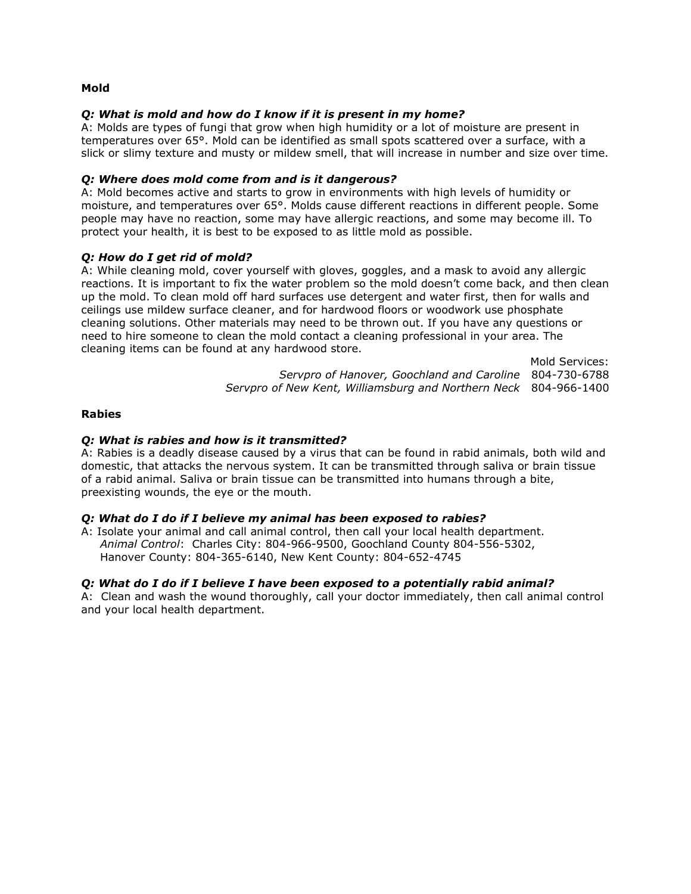**Mold**

***Q: What is mold and how do I know if it is present in my home?***

A: Molds are types of fungi that grow when high humidity or a lot of moisture are present in temperatures over 65°. Mold can be identified as small spots scattered over a surface, with a slick or slimy texture and musty or mildew smell, that will increase in number and size over time.

***Q: Where does mold come from and is it dangerous?***

A: Mold becomes active and starts to grow in environments with high levels of humidity or moisture, and temperatures over 65°. Molds cause different reactions in different people. Some people may have no reaction, some may have allergic reactions, and some may become ill. To protect your health, it is best to be exposed to as little mold as possible.

***Q: How do I get rid of mold?***

A: While cleaning mold, cover yourself with gloves, goggles, and a mask to avoid any allergic reactions. It is important to fix the water problem so the mold doesn't come back, and then clean up the mold. To clean mold off hard surfaces use detergent and water first, then for walls and ceilings use mildew surface cleaner, and for hardwood floors or woodwork use phosphate cleaning solutions. Other materials may need to be thrown out. If you have any questions or need to hire someone to clean the mold contact a cleaning professional in your area. The cleaning items can be found at any hardwood store.

| | Mold Services: |
|---|---|
| *Servpro of Hanover, Goochland and Caroline* | 804-730-6788 |
| *Servpro of New Kent, Williamsburg and Northern Neck* | 804-966-1400 |

**Rabies**

***Q: What is rabies and how is it transmitted?***

A: Rabies is a deadly disease caused by a virus that can be found in rabid animals, both wild and domestic, that attacks the nervous system. It can be transmitted through saliva or brain tissue of a rabid animal. Saliva or brain tissue can be transmitted into humans through a bite, preexisting wounds, the eye or the mouth.

***Q: What do I do if I believe my animal has been exposed to rabies?***

A: Isolate your animal and call animal control, then call your local health department.
*Animal Control*: Charles City: 804-966-9500, Goochland County 804-556-5302, Hanover County: 804-365-6140, New Kent County: 804-652-4745

***Q: What do I do if I believe I have been exposed to a potentially rabid animal?***

A: Clean and wash the wound thoroughly, call your doctor immediately, then call animal control and your local health department.